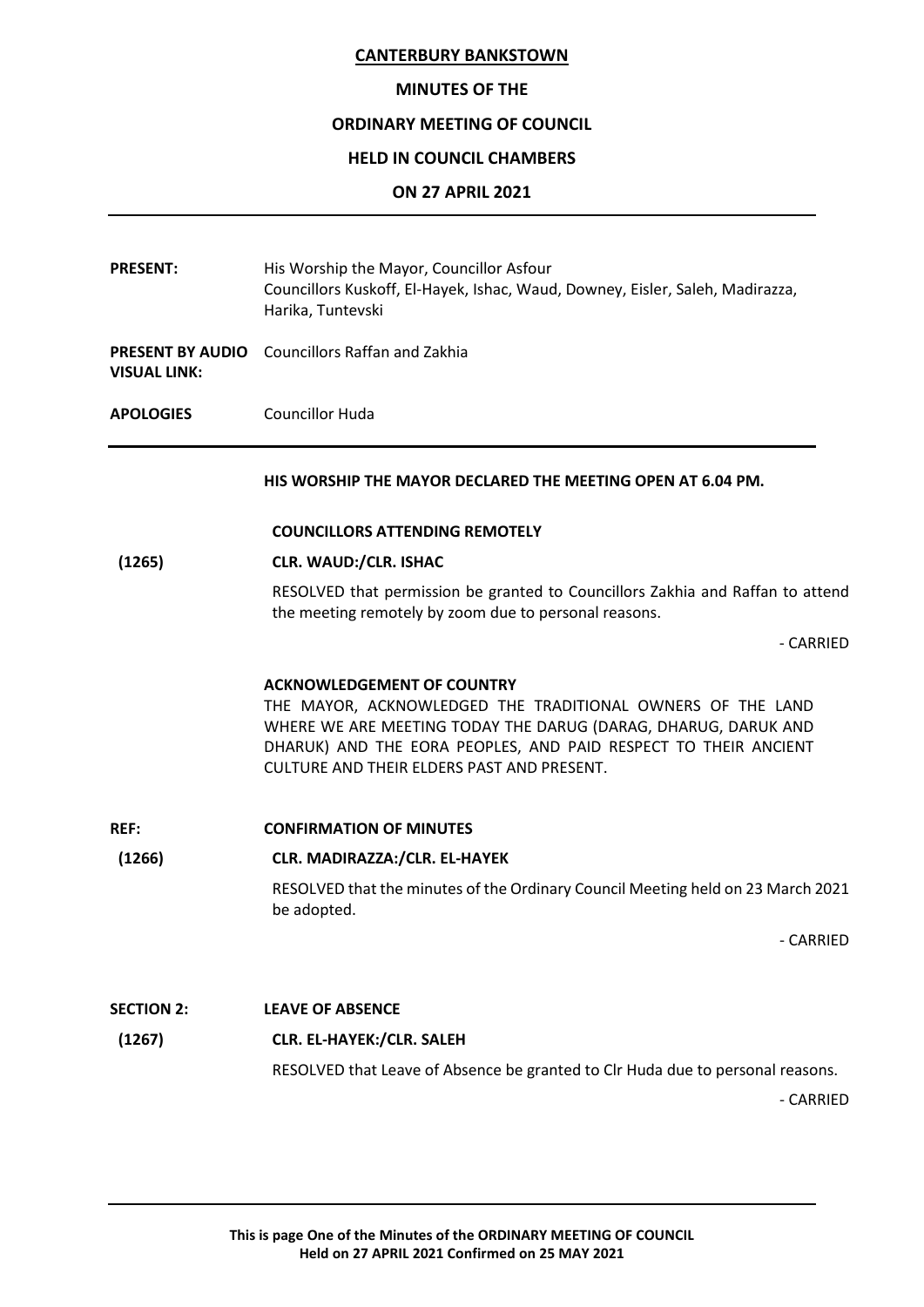# CANTERBURY BANKSTOWN

## MINUTES OF THE

## ORDINARY MEETING OF COUNCIL

## HELD IN COUNCIL CHAMBERS

## ON 27 APRIL 2021

**PRESENT:** His Worship the Mayor, Councillor Asfour
Councillors Kuskoff, El-Hayek, Ishac, Waud, Downey, Eisler, Saleh, Madirazza, Harika, Tuntevski

**PRESENT BY AUDIO VISUAL LINK:** Councillors Raffan and Zakhia

**APOLOGIES** Councillor Huda

**HIS WORSHIP THE MAYOR DECLARED THE MEETING OPEN AT 6.04 PM.**

**COUNCILLORS ATTENDING REMOTELY**

**(1265) CLR. WAUD:/CLR. ISHAC**

RESOLVED that permission be granted to Councillors Zakhia and Raffan to attend the meeting remotely by zoom due to personal reasons.

\- CARRIED

**ACKNOWLEDGEMENT OF COUNTRY**

THE MAYOR, ACKNOWLEDGED THE TRADITIONAL OWNERS OF THE LAND WHERE WE ARE MEETING TODAY THE DARUG (DARAG, DHARUG, DARUK AND DHARUK) AND THE EORA PEOPLES, AND PAID RESPECT TO THEIR ANCIENT CULTURE AND THEIR ELDERS PAST AND PRESENT.

**REF: CONFIRMATION OF MINUTES**

**(1266) CLR. MADIRAZZA:/CLR. EL-HAYEK**

RESOLVED that the minutes of the Ordinary Council Meeting held on 23 March 2021 be adopted.

\- CARRIED

**SECTION 2: LEAVE OF ABSENCE**

**(1267) CLR. EL-HAYEK:/CLR. SALEH**

RESOLVED that Leave of Absence be granted to Clr Huda due to personal reasons.

\- CARRIED

**This is page One of the Minutes of the ORDINARY MEETING OF COUNCIL Held on 27 APRIL 2021 Confirmed on 25 MAY 2021**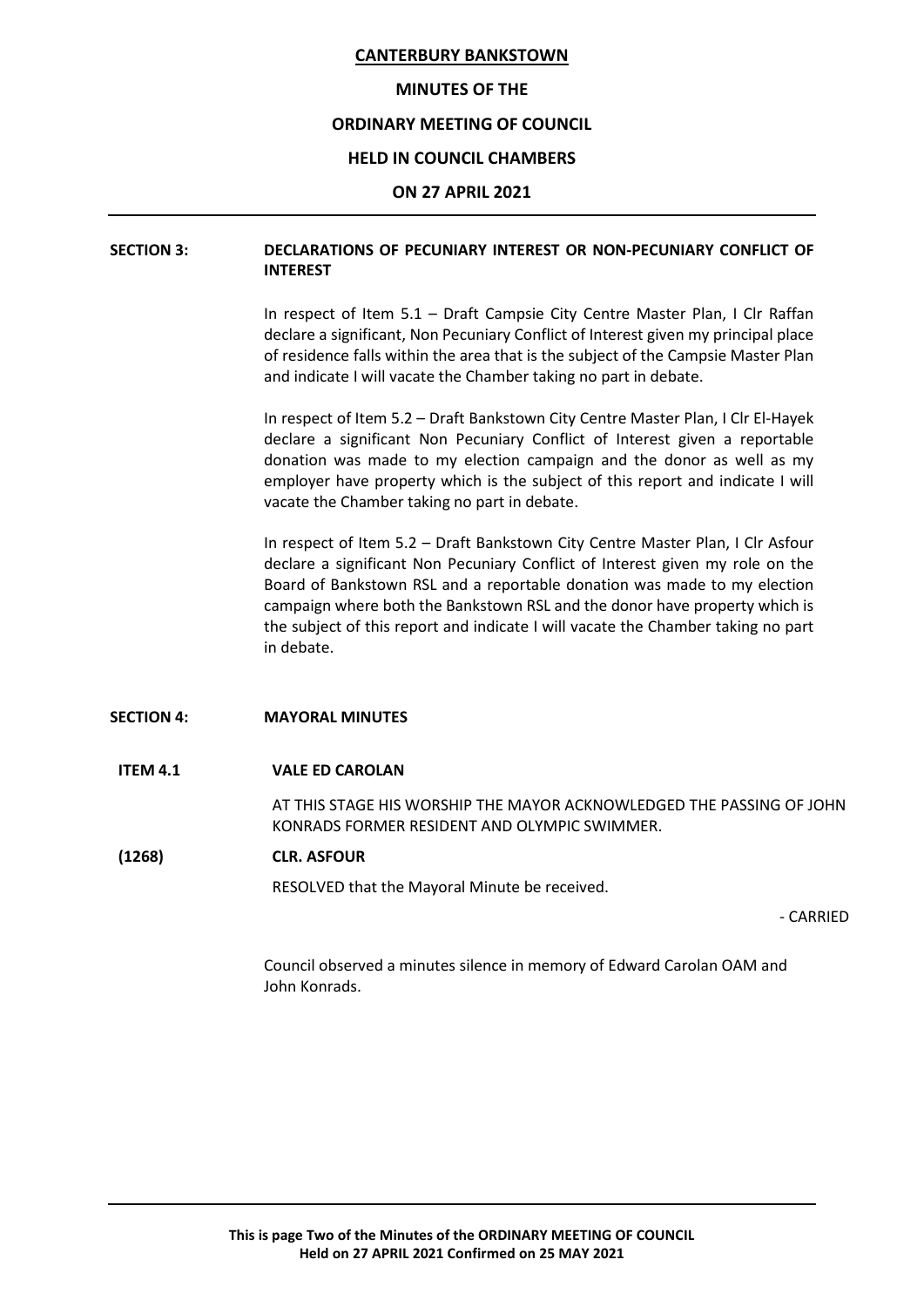**CANTERBURY BANKSTOWN**

**MINUTES OF THE**

**ORDINARY MEETING OF COUNCIL**

**HELD IN COUNCIL CHAMBERS**

**ON 27 APRIL 2021**

---

**SECTION 3: DECLARATIONS OF PECUNIARY INTEREST OR NON-PECUNIARY CONFLICT OF INTEREST**

In respect of Item 5.1 – Draft Campsie City Centre Master Plan, I Clr Raffan declare a significant, Non Pecuniary Conflict of Interest given my principal place of residence falls within the area that is the subject of the Campsie Master Plan and indicate I will vacate the Chamber taking no part in debate.

In respect of Item 5.2 – Draft Bankstown City Centre Master Plan, I Clr El-Hayek declare a significant Non Pecuniary Conflict of Interest given a reportable donation was made to my election campaign and the donor as well as my employer have property which is the subject of this report and indicate I will vacate the Chamber taking no part in debate.

In respect of Item 5.2 – Draft Bankstown City Centre Master Plan, I Clr Asfour declare a significant Non Pecuniary Conflict of Interest given my role on the Board of Bankstown RSL and a reportable donation was made to my election campaign where both the Bankstown RSL and the donor have property which is the subject of this report and indicate I will vacate the Chamber taking no part in debate.

**SECTION 4: MAYORAL MINUTES**

**ITEM 4.1 VALE ED CAROLAN**

AT THIS STAGE HIS WORSHIP THE MAYOR ACKNOWLEDGED THE PASSING OF JOHN KONRADS FORMER RESIDENT AND OLYMPIC SWIMMER.

**(1268) CLR. ASFOUR**

RESOLVED that the Mayoral Minute be received.

- CARRIED

Council observed a minutes silence in memory of Edward Carolan OAM and John Konrads.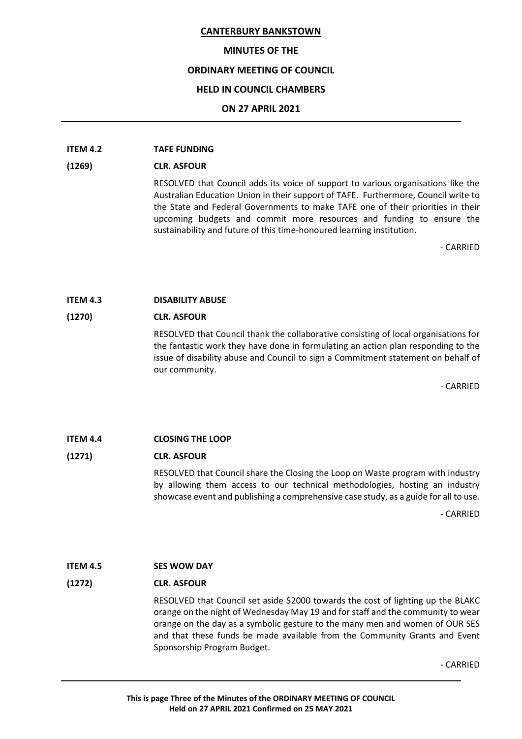**ITEM 4.2 TAFE FUNDING**

**(1269) CLR. ASFOUR**

RESOLVED that Council adds its voice of support to various organisations like the Australian Education Union in their support of TAFE. Furthermore, Council write to the State and Federal Governments to make TAFE one of their priorities in their upcoming budgets and commit more resources and funding to ensure the sustainability and future of this time-honoured learning institution.

- CARRIED

**ITEM 4.3 DISABILITY ABUSE**

**(1270) CLR. ASFOUR**

RESOLVED that Council thank the collaborative consisting of local organisations for the fantastic work they have done in formulating an action plan responding to the issue of disability abuse and Council to sign a Commitment statement on behalf of our community.

- CARRIED

**ITEM 4.4 CLOSING THE LOOP**

**(1271) CLR. ASFOUR**

RESOLVED that Council share the Closing the Loop on Waste program with industry by allowing them access to our technical methodologies, hosting an industry showcase event and publishing a comprehensive case study, as a guide for all to use.

- CARRIED

**ITEM 4.5 SES WOW DAY**

**(1272) CLR. ASFOUR**

RESOLVED that Council set aside $2000 towards the cost of lighting up the BLAKC orange on the night of Wednesday May 19 and for staff and the community to wear orange on the day as a symbolic gesture to the many men and women of OUR SES and that these funds be made available from the Community Grants and Event Sponsorship Program Budget.

- CARRIED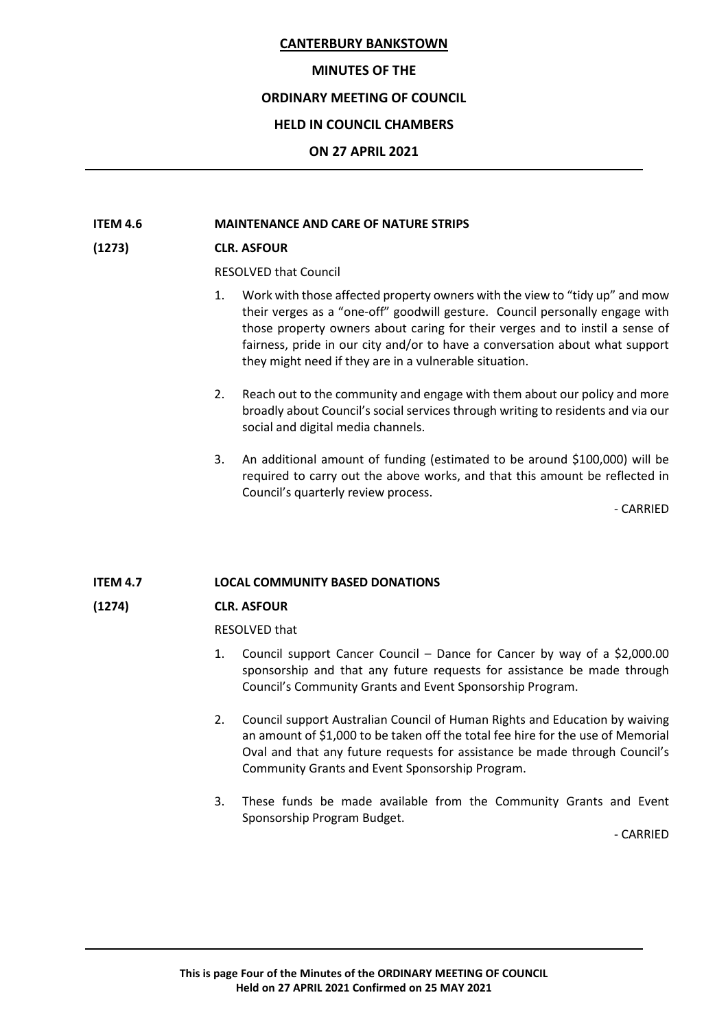**CANTERBURY BANKSTOWN**

**MINUTES OF THE**

**ORDINARY MEETING OF COUNCIL**

**HELD IN COUNCIL CHAMBERS**

**ON 27 APRIL 2021**

---

**ITEM 4.6 MAINTENANCE AND CARE OF NATURE STRIPS**

**(1273) CLR. ASFOUR**

RESOLVED that Council

1. Work with those affected property owners with the view to "tidy up" and mow their verges as a "one-off" goodwill gesture. Council personally engage with those property owners about caring for their verges and to instil a sense of fairness, pride in our city and/or to have a conversation about what support they might need if they are in a vulnerable situation.

2. Reach out to the community and engage with them about our policy and more broadly about Council's social services through writing to residents and via our social and digital media channels.

3. An additional amount of funding (estimated to be around $100,000) will be required to carry out the above works, and that this amount be reflected in Council's quarterly review process.

- CARRIED

**ITEM 4.7 LOCAL COMMUNITY BASED DONATIONS**

**(1274) CLR. ASFOUR**

RESOLVED that

1. Council support Cancer Council – Dance for Cancer by way of a $2,000.00 sponsorship and that any future requests for assistance be made through Council's Community Grants and Event Sponsorship Program.

2. Council support Australian Council of Human Rights and Education by waiving an amount of $1,000 to be taken off the total fee hire for the use of Memorial Oval and that any future requests for assistance be made through Council's Community Grants and Event Sponsorship Program.

3. These funds be made available from the Community Grants and Event Sponsorship Program Budget.

- CARRIED

**This is page Four of the Minutes of the ORDINARY MEETING OF COUNCIL Held on 27 APRIL 2021 Confirmed on 25 MAY 2021**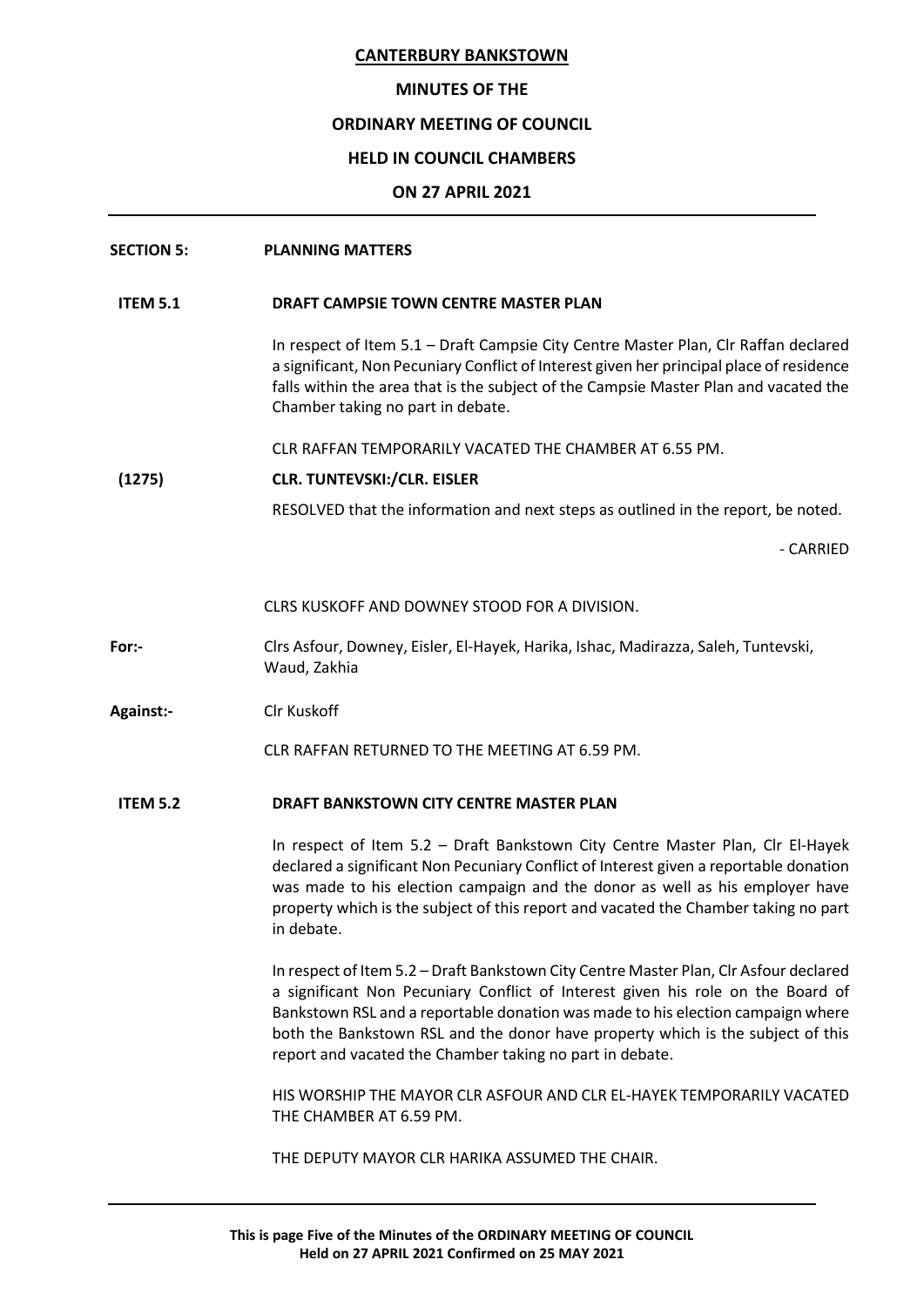**SECTION 5: PLANNING MATTERS**

**ITEM 5.1 DRAFT CAMPSIE TOWN CENTRE MASTER PLAN**

In respect of Item 5.1 – Draft Campsie City Centre Master Plan, Clr Raffan declared a significant, Non Pecuniary Conflict of Interest given her principal place of residence falls within the area that is the subject of the Campsie Master Plan and vacated the Chamber taking no part in debate.

CLR RAFFAN TEMPORARILY VACATED THE CHAMBER AT 6.55 PM.

**(1275) CLR. TUNTEVSKI:/CLR. EISLER**

RESOLVED that the information and next steps as outlined in the report, be noted.

\- CARRIED

CLRS KUSKOFF AND DOWNEY STOOD FOR A DIVISION.

**For:-** Clrs Asfour, Downey, Eisler, El-Hayek, Harika, Ishac, Madirazza, Saleh, Tuntevski, Waud, Zakhia

**Against:-** Clr Kuskoff

CLR RAFFAN RETURNED TO THE MEETING AT 6.59 PM.

**ITEM 5.2 DRAFT BANKSTOWN CITY CENTRE MASTER PLAN**

In respect of Item 5.2 – Draft Bankstown City Centre Master Plan, Clr El-Hayek declared a significant Non Pecuniary Conflict of Interest given a reportable donation was made to his election campaign and the donor as well as his employer have property which is the subject of this report and vacated the Chamber taking no part in debate.

In respect of Item 5.2 – Draft Bankstown City Centre Master Plan, Clr Asfour declared a significant Non Pecuniary Conflict of Interest given his role on the Board of Bankstown RSL and a reportable donation was made to his election campaign where both the Bankstown RSL and the donor have property which is the subject of this report and vacated the Chamber taking no part in debate.

HIS WORSHIP THE MAYOR CLR ASFOUR AND CLR EL-HAYEK TEMPORARILY VACATED THE CHAMBER AT 6.59 PM.

THE DEPUTY MAYOR CLR HARIKA ASSUMED THE CHAIR.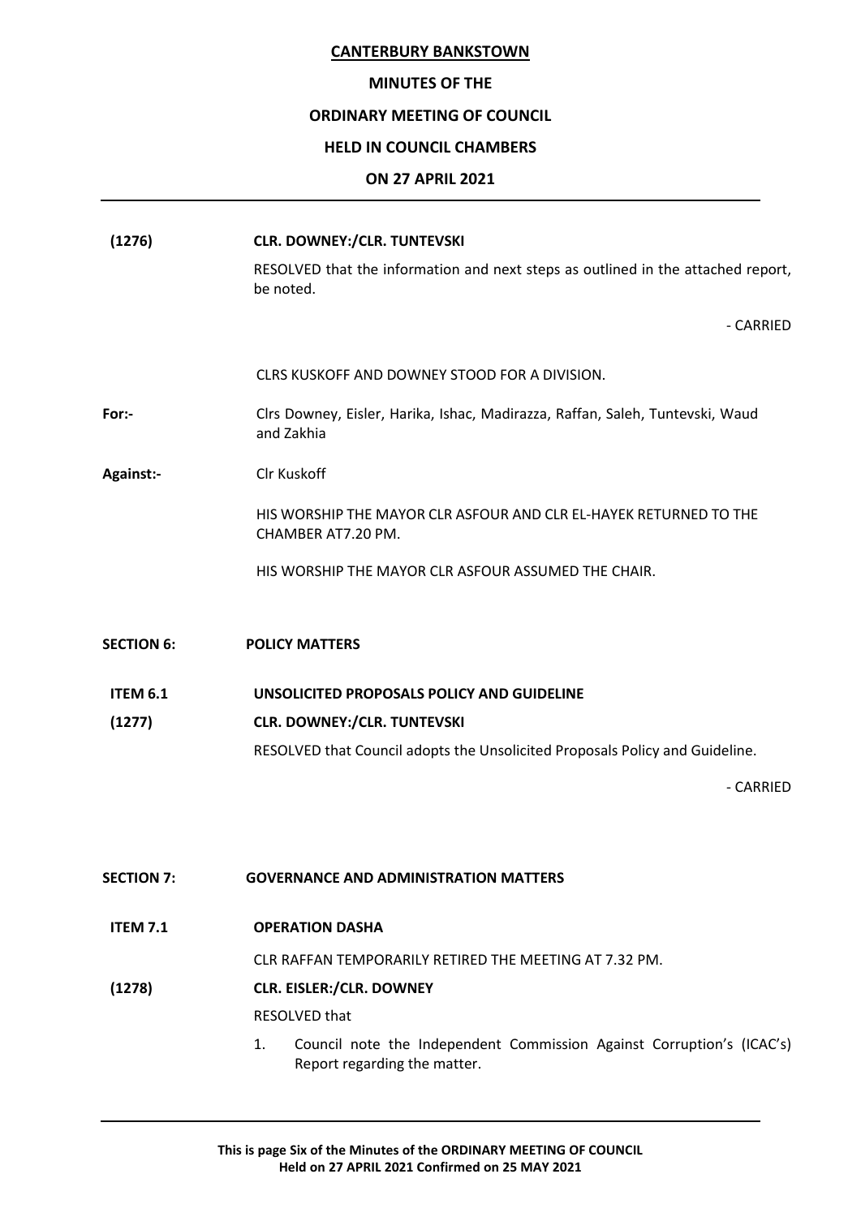**(1276)** **CLR. DOWNEY:/CLR. TUNTEVSKI**

RESOLVED that the information and next steps as outlined in the attached report, be noted.

- CARRIED

CLRS KUSKOFF AND DOWNEY STOOD FOR A DIVISION.

**For:-** Clrs Downey, Eisler, Harika, Ishac, Madirazza, Raffan, Saleh, Tuntevski, Waud and Zakhia

**Against:-** Clr Kuskoff

HIS WORSHIP THE MAYOR CLR ASFOUR AND CLR EL-HAYEK RETURNED TO THE CHAMBER AT7.20 PM.

HIS WORSHIP THE MAYOR CLR ASFOUR ASSUMED THE CHAIR.

## SECTION 6: POLICY MATTERS

### ITEM 6.1 UNSOLICITED PROPOSALS POLICY AND GUIDELINE

**(1277)** **CLR. DOWNEY:/CLR. TUNTEVSKI**

RESOLVED that Council adopts the Unsolicited Proposals Policy and Guideline.

- CARRIED

## SECTION 7: GOVERNANCE AND ADMINISTRATION MATTERS

### ITEM 7.1 OPERATION DASHA

CLR RAFFAN TEMPORARILY RETIRED THE MEETING AT 7.32 PM.

**(1278)** **CLR. EISLER:/CLR. DOWNEY**

RESOLVED that

1. Council note the Independent Commission Against Corruption's (ICAC's) Report regarding the matter.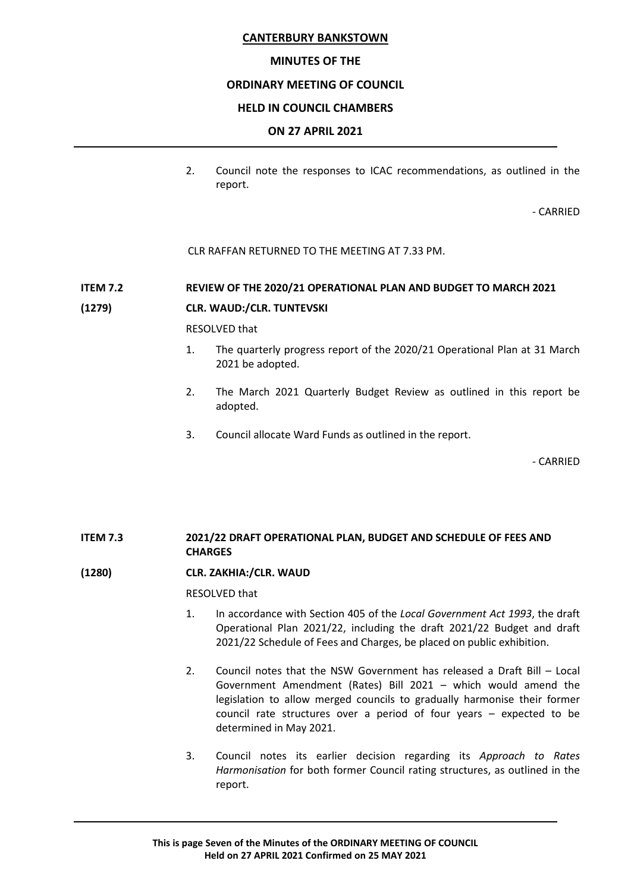2. Council note the responses to ICAC recommendations, as outlined in the report.

- CARRIED

CLR RAFFAN RETURNED TO THE MEETING AT 7.33 PM.

**ITEM 7.2 REVIEW OF THE 2020/21 OPERATIONAL PLAN AND BUDGET TO MARCH 2021**

**(1279) CLR. WAUD:/CLR. TUNTEVSKI**

RESOLVED that

1. The quarterly progress report of the 2020/21 Operational Plan at 31 March 2021 be adopted.

2. The March 2021 Quarterly Budget Review as outlined in this report be adopted.

3. Council allocate Ward Funds as outlined in the report.

- CARRIED

**ITEM 7.3 2021/22 DRAFT OPERATIONAL PLAN, BUDGET AND SCHEDULE OF FEES AND CHARGES**

**(1280) CLR. ZAKHIA:/CLR. WAUD**

RESOLVED that

1. In accordance with Section 405 of the *Local Government Act 1993*, the draft Operational Plan 2021/22, including the draft 2021/22 Budget and draft 2021/22 Schedule of Fees and Charges, be placed on public exhibition.

2. Council notes that the NSW Government has released a Draft Bill – Local Government Amendment (Rates) Bill 2021 – which would amend the legislation to allow merged councils to gradually harmonise their former council rate structures over a period of four years – expected to be determined in May 2021.

3. Council notes its earlier decision regarding its *Approach to Rates Harmonisation* for both former Council rating structures, as outlined in the report.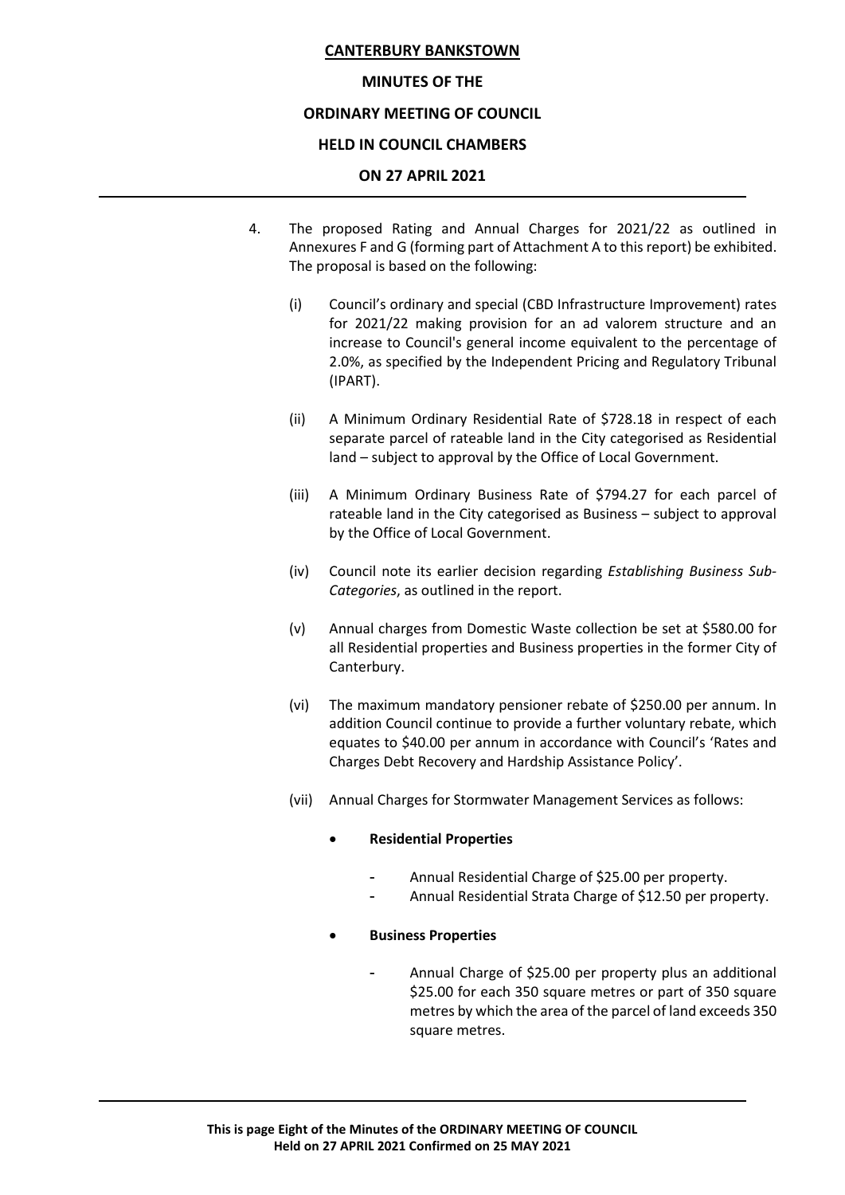4. The proposed Rating and Annual Charges for 2021/22 as outlined in Annexures F and G (forming part of Attachment A to this report) be exhibited. The proposal is based on the following:

   (i) Council's ordinary and special (CBD Infrastructure Improvement) rates for 2021/22 making provision for an ad valorem structure and an increase to Council's general income equivalent to the percentage of 2.0%, as specified by the Independent Pricing and Regulatory Tribunal (IPART).

   (ii) A Minimum Ordinary Residential Rate of $728.18 in respect of each separate parcel of rateable land in the City categorised as Residential land – subject to approval by the Office of Local Government.

   (iii) A Minimum Ordinary Business Rate of $794.27 for each parcel of rateable land in the City categorised as Business – subject to approval by the Office of Local Government.

   (iv) Council note its earlier decision regarding *Establishing Business Sub-Categories*, as outlined in the report.

   (v) Annual charges from Domestic Waste collection be set at $580.00 for all Residential properties and Business properties in the former City of Canterbury.

   (vi) The maximum mandatory pensioner rebate of $250.00 per annum. In addition Council continue to provide a further voluntary rebate, which equates to $40.00 per annum in accordance with Council's 'Rates and Charges Debt Recovery and Hardship Assistance Policy'.

   (vii) Annual Charges for Stormwater Management Services as follows:

   - **Residential Properties**
     - Annual Residential Charge of $25.00 per property.
     - Annual Residential Strata Charge of $12.50 per property.

   - **Business Properties**
     - Annual Charge of $25.00 per property plus an additional $25.00 for each 350 square metres or part of 350 square metres by which the area of the parcel of land exceeds 350 square metres.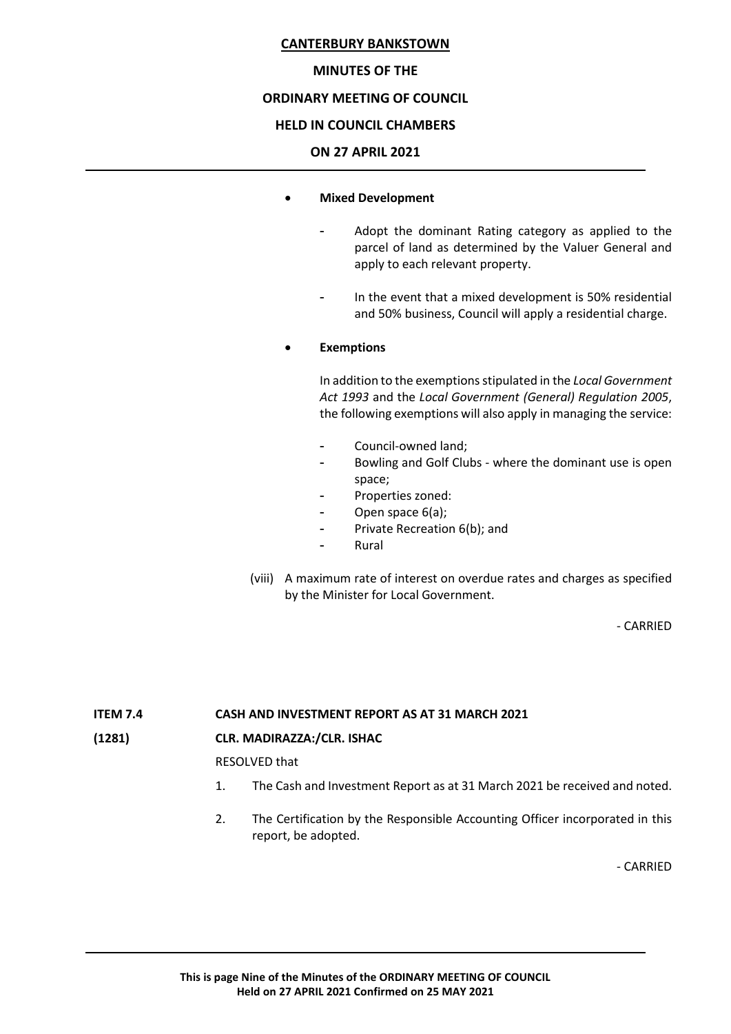- **Mixed Development**

    - Adopt the dominant Rating category as applied to the parcel of land as determined by the Valuer General and apply to each relevant property.

    - In the event that a mixed development is 50% residential and 50% business, Council will apply a residential charge.

- **Exemptions**

    In addition to the exemptions stipulated in the *Local Government Act 1993* and the *Local Government (General) Regulation 2005*, the following exemptions will also apply in managing the service:

    - Council-owned land;
    - Bowling and Golf Clubs - where the dominant use is open space;
    - Properties zoned:
    - Open space 6(a);
    - Private Recreation 6(b); and
    - Rural

(viii) A maximum rate of interest on overdue rates and charges as specified by the Minister for Local Government.

- CARRIED

**ITEM 7.4 CASH AND INVESTMENT REPORT AS AT 31 MARCH 2021**

**(1281) CLR. MADIRAZZA:/CLR. ISHAC**

RESOLVED that

1. The Cash and Investment Report as at 31 March 2021 be received and noted.

2. The Certification by the Responsible Accounting Officer incorporated in this report, be adopted.

- CARRIED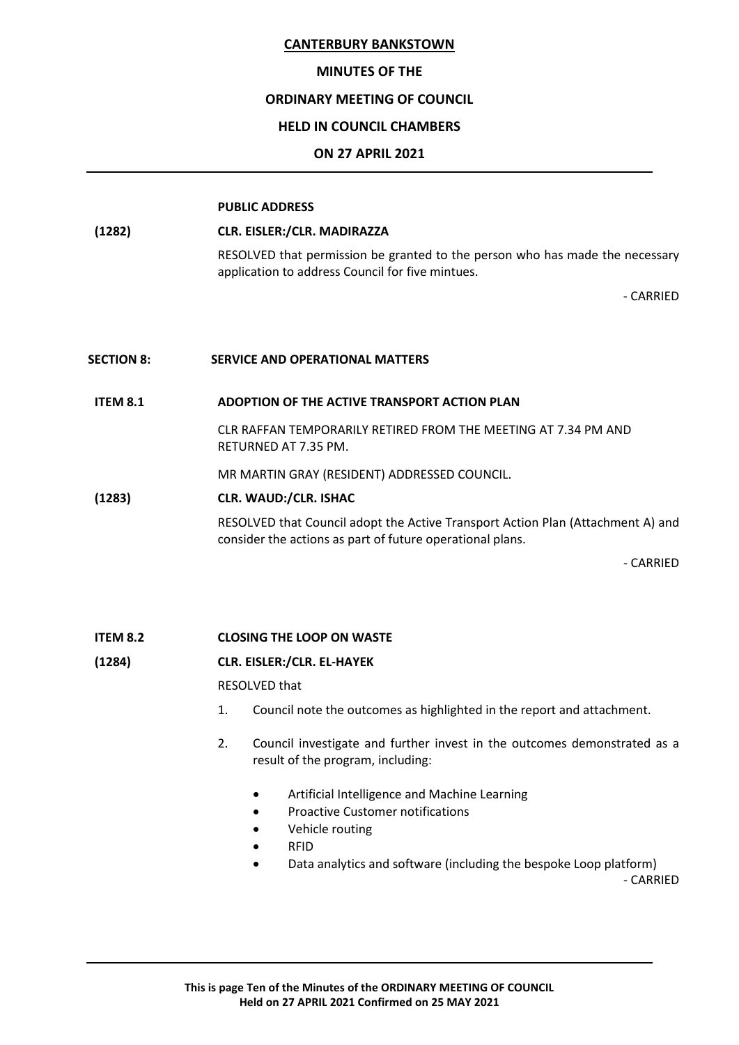**CANTERBURY BANKSTOWN**

**MINUTES OF THE**

**ORDINARY MEETING OF COUNCIL**

**HELD IN COUNCIL CHAMBERS**

**ON 27 APRIL 2021**

**PUBLIC ADDRESS**

**(1282) CLR. EISLER:/CLR. MADIRAZZA**

RESOLVED that permission be granted to the person who has made the necessary application to address Council for five mintues.

\- CARRIED

## SECTION 8: SERVICE AND OPERATIONAL MATTERS

### ITEM 8.1 ADOPTION OF THE ACTIVE TRANSPORT ACTION PLAN

CLR RAFFAN TEMPORARILY RETIRED FROM THE MEETING AT 7.34 PM AND RETURNED AT 7.35 PM.

MR MARTIN GRAY (RESIDENT) ADDRESSED COUNCIL.

**(1283) CLR. WAUD:/CLR. ISHAC**

RESOLVED that Council adopt the Active Transport Action Plan (Attachment A) and consider the actions as part of future operational plans.

\- CARRIED

### ITEM 8.2 CLOSING THE LOOP ON WASTE

**(1284) CLR. EISLER:/CLR. EL-HAYEK**

RESOLVED that

1. Council note the outcomes as highlighted in the report and attachment.
2. Council investigate and further invest in the outcomes demonstrated as a result of the program, including:
   - Artificial Intelligence and Machine Learning
   - Proactive Customer notifications
   - Vehicle routing
   - RFID
   - Data analytics and software (including the bespoke Loop platform)

\- CARRIED

**This is page Ten of the Minutes of the ORDINARY MEETING OF COUNCIL Held on 27 APRIL 2021 Confirmed on 25 MAY 2021**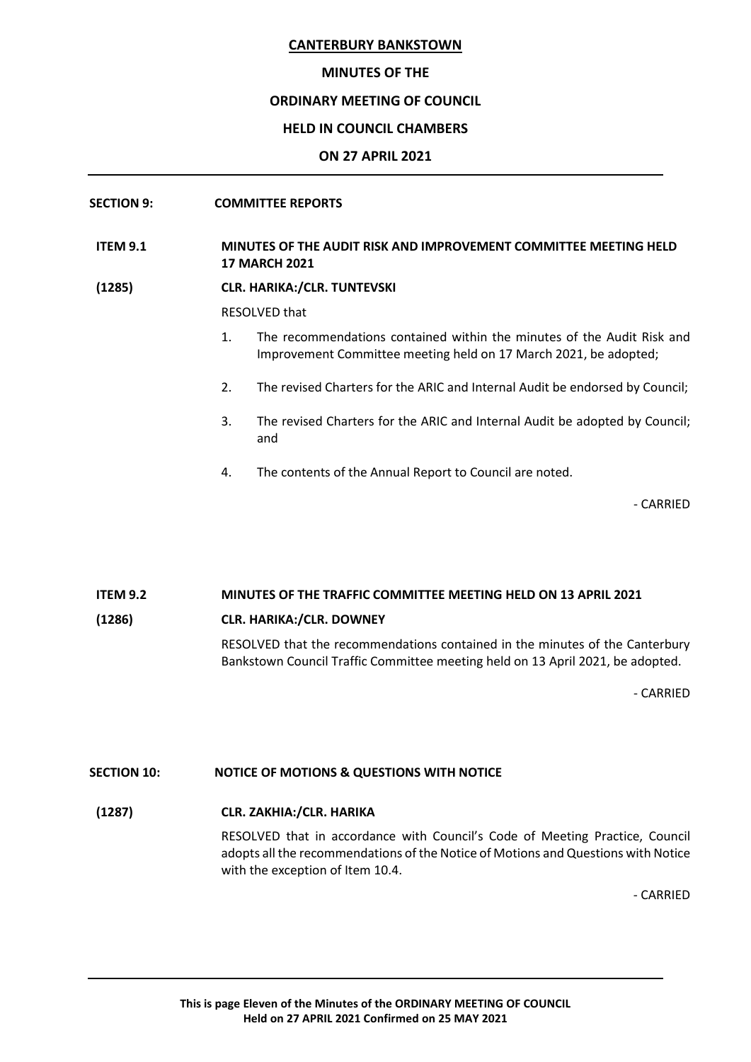**CANTERBURY BANKSTOWN**

**MINUTES OF THE**

**ORDINARY MEETING OF COUNCIL**

**HELD IN COUNCIL CHAMBERS**

**ON 27 APRIL 2021**

---

**SECTION 9: COMMITTEE REPORTS**

**ITEM 9.1 MINUTES OF THE AUDIT RISK AND IMPROVEMENT COMMITTEE MEETING HELD 17 MARCH 2021**

**(1285) CLR. HARIKA:/CLR. TUNTEVSKI**

RESOLVED that

1. The recommendations contained within the minutes of the Audit Risk and Improvement Committee meeting held on 17 March 2021, be adopted;
2. The revised Charters for the ARIC and Internal Audit be endorsed by Council;
3. The revised Charters for the ARIC and Internal Audit be adopted by Council; and
4. The contents of the Annual Report to Council are noted.

- CARRIED

**ITEM 9.2 MINUTES OF THE TRAFFIC COMMITTEE MEETING HELD ON 13 APRIL 2021**

**(1286) CLR. HARIKA:/CLR. DOWNEY**

RESOLVED that the recommendations contained in the minutes of the Canterbury Bankstown Council Traffic Committee meeting held on 13 April 2021, be adopted.

- CARRIED

**SECTION 10: NOTICE OF MOTIONS & QUESTIONS WITH NOTICE**

**(1287) CLR. ZAKHIA:/CLR. HARIKA**

RESOLVED that in accordance with Council's Code of Meeting Practice, Council adopts all the recommendations of the Notice of Motions and Questions with Notice with the exception of Item 10.4.

- CARRIED

---

**This is page Eleven of the Minutes of the ORDINARY MEETING OF COUNCIL Held on 27 APRIL 2021 Confirmed on 25 MAY 2021**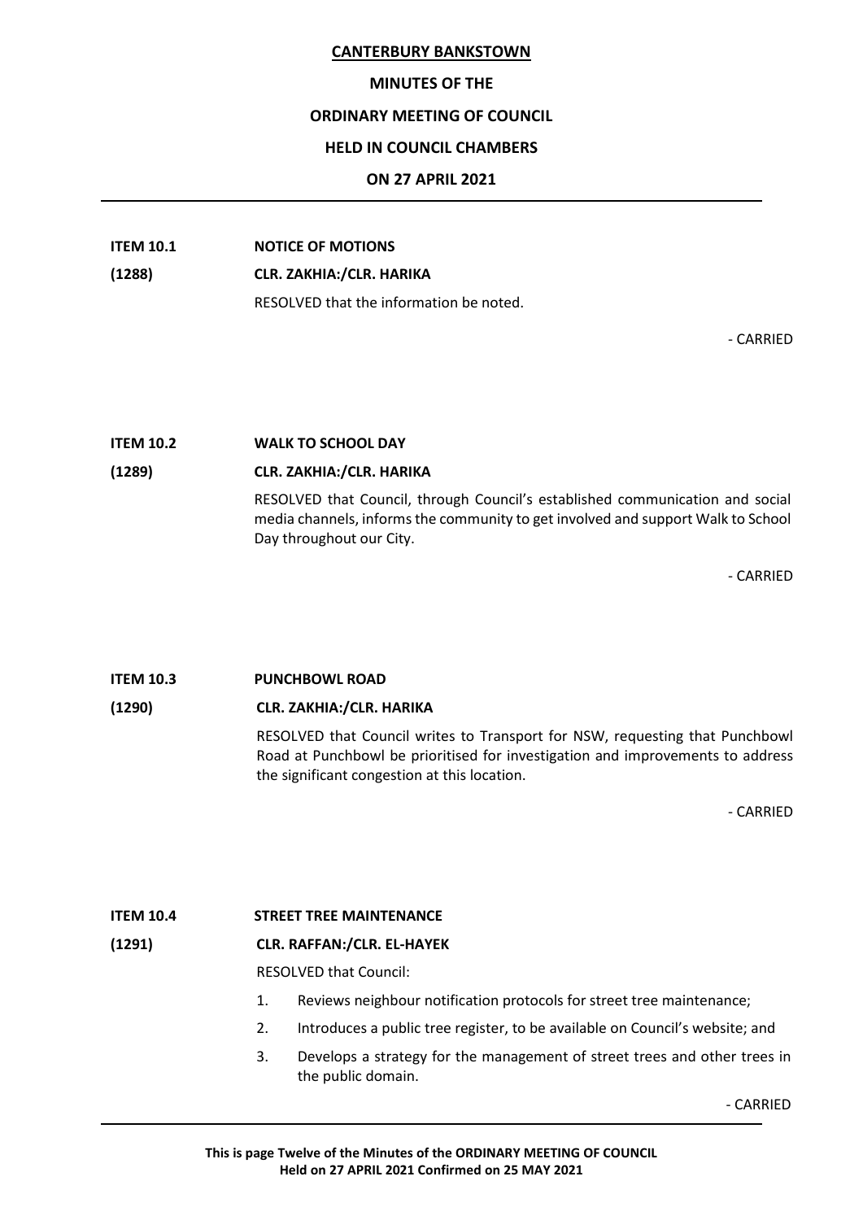**CANTERBURY BANKSTOWN**

**MINUTES OF THE**

**ORDINARY MEETING OF COUNCIL**

**HELD IN COUNCIL CHAMBERS**

**ON 27 APRIL 2021**

---

**ITEM 10.1 NOTICE OF MOTIONS**

**(1288) CLR. ZAKHIA:/CLR. HARIKA**

RESOLVED that the information be noted.

\- CARRIED

**ITEM 10.2 WALK TO SCHOOL DAY**

**(1289) CLR. ZAKHIA:/CLR. HARIKA**

RESOLVED that Council, through Council's established communication and social media channels, informs the community to get involved and support Walk to School Day throughout our City.

\- CARRIED

**ITEM 10.3 PUNCHBOWL ROAD**

**(1290) CLR. ZAKHIA:/CLR. HARIKA**

RESOLVED that Council writes to Transport for NSW, requesting that Punchbowl Road at Punchbowl be prioritised for investigation and improvements to address the significant congestion at this location.

\- CARRIED

**ITEM 10.4 STREET TREE MAINTENANCE**

**(1291) CLR. RAFFAN:/CLR. EL-HAYEK**

RESOLVED that Council:

1. Reviews neighbour notification protocols for street tree maintenance;
2. Introduces a public tree register, to be available on Council's website; and
3. Develops a strategy for the management of street trees and other trees in the public domain.

\- CARRIED

---

**This is page Twelve of the Minutes of the ORDINARY MEETING OF COUNCIL Held on 27 APRIL 2021 Confirmed on 25 MAY 2021**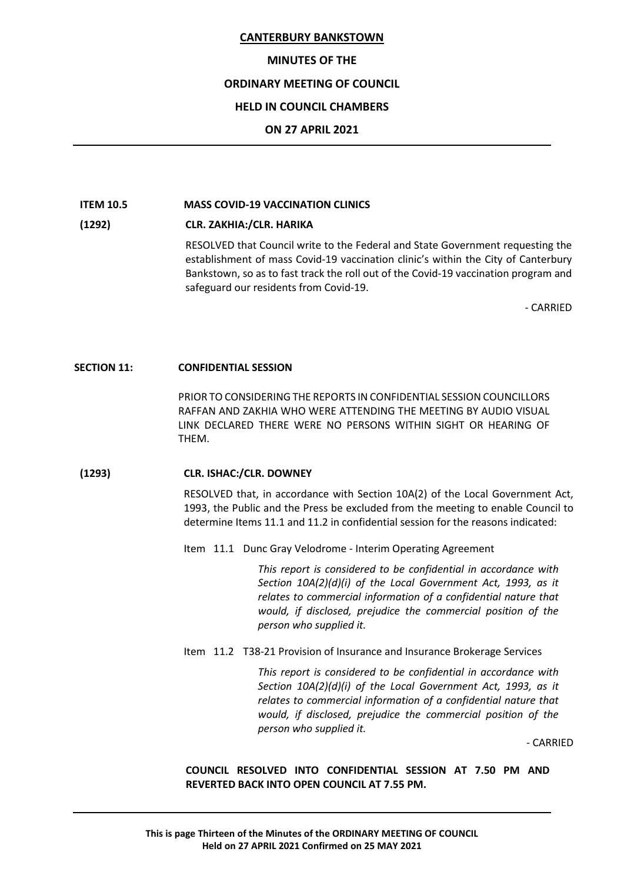**ITEM 10.5 MASS COVID-19 VACCINATION CLINICS**

**(1292) CLR. ZAKHIA:/CLR. HARIKA**

RESOLVED that Council write to the Federal and State Government requesting the establishment of mass Covid-19 vaccination clinic's within the City of Canterbury Bankstown, so as to fast track the roll out of the Covid-19 vaccination program and safeguard our residents from Covid-19.

- CARRIED

**SECTION 11: CONFIDENTIAL SESSION**

PRIOR TO CONSIDERING THE REPORTS IN CONFIDENTIAL SESSION COUNCILLORS RAFFAN AND ZAKHIA WHO WERE ATTENDING THE MEETING BY AUDIO VISUAL LINK DECLARED THERE WERE NO PERSONS WITHIN SIGHT OR HEARING OF THEM.

**(1293) CLR. ISHAC:/CLR. DOWNEY**

RESOLVED that, in accordance with Section 10A(2) of the Local Government Act, 1993, the Public and the Press be excluded from the meeting to enable Council to determine Items 11.1 and 11.2 in confidential session for the reasons indicated:

Item 11.1 Dunc Gray Velodrome - Interim Operating Agreement

*This report is considered to be confidential in accordance with Section 10A(2)(d)(i) of the Local Government Act, 1993, as it relates to commercial information of a confidential nature that would, if disclosed, prejudice the commercial position of the person who supplied it.*

Item 11.2 T38-21 Provision of Insurance and Insurance Brokerage Services

*This report is considered to be confidential in accordance with Section 10A(2)(d)(i) of the Local Government Act, 1993, as it relates to commercial information of a confidential nature that would, if disclosed, prejudice the commercial position of the person who supplied it.*

- CARRIED

**COUNCIL RESOLVED INTO CONFIDENTIAL SESSION AT 7.50 PM AND REVERTED BACK INTO OPEN COUNCIL AT 7.55 PM.**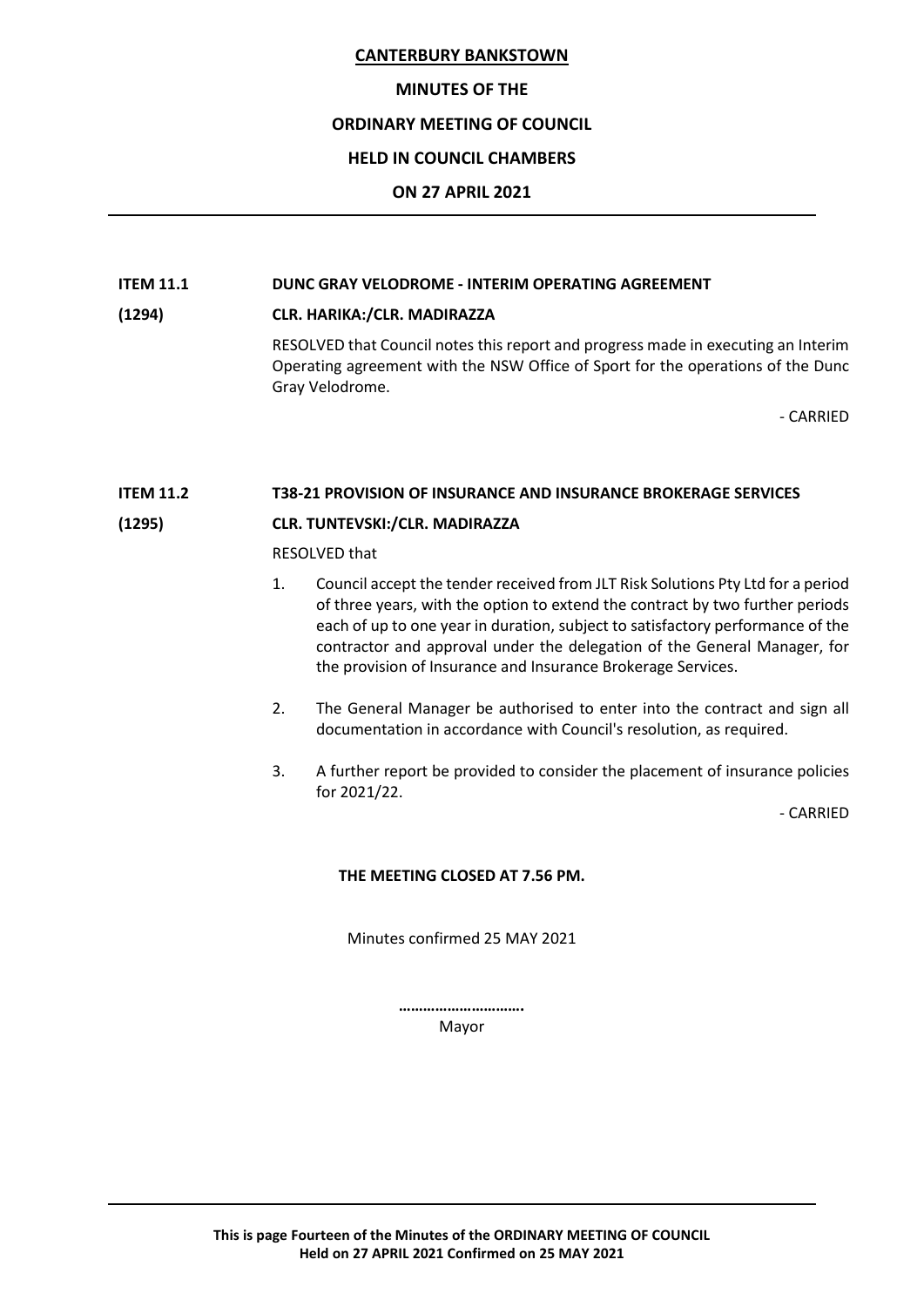**CANTERBURY BANKSTOWN**

**MINUTES OF THE**

**ORDINARY MEETING OF COUNCIL**

**HELD IN COUNCIL CHAMBERS**

**ON 27 APRIL 2021**

---

**ITEM 11.1 DUNC GRAY VELODROME - INTERIM OPERATING AGREEMENT**

**(1294) CLR. HARIKA:/CLR. MADIRAZZA**

RESOLVED that Council notes this report and progress made in executing an Interim Operating agreement with the NSW Office of Sport for the operations of the Dunc Gray Velodrome.

- CARRIED

**ITEM 11.2 T38-21 PROVISION OF INSURANCE AND INSURANCE BROKERAGE SERVICES**

**(1295) CLR. TUNTEVSKI:/CLR. MADIRAZZA**

RESOLVED that

1. Council accept the tender received from JLT Risk Solutions Pty Ltd for a period of three years, with the option to extend the contract by two further periods each of up to one year in duration, subject to satisfactory performance of the contractor and approval under the delegation of the General Manager, for the provision of Insurance and Insurance Brokerage Services.

2. The General Manager be authorised to enter into the contract and sign all documentation in accordance with Council's resolution, as required.

3. A further report be provided to consider the placement of insurance policies for 2021/22.

- CARRIED

**THE MEETING CLOSED AT 7.56 PM.**

Minutes confirmed 25 MAY 2021

**………………………….**

Mayor